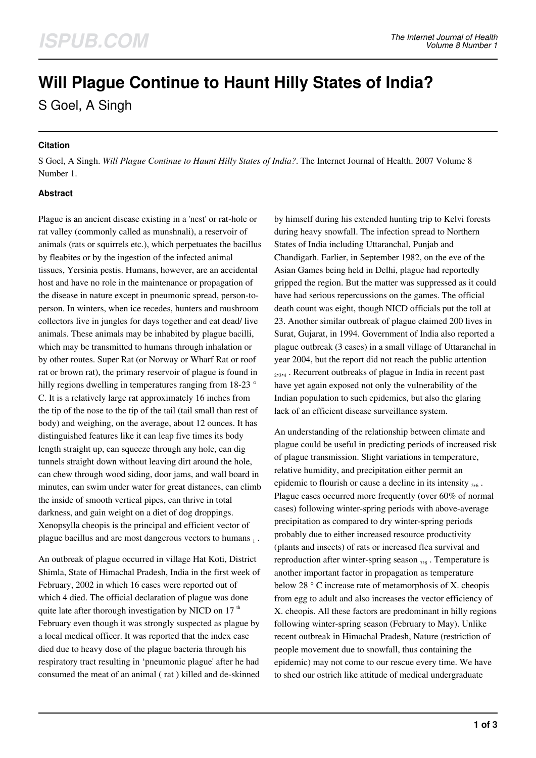# Will Plague Continue to Haunt Hilly States of India?

S Goel, A Singh

### Citation

S Goel, A Singh. *Will Plague Continue to Haunt Hilly States of India?*. The Internet Journal of Health. 2007 Volume 8 Number 1.

### Abstract

Plague is an ancient disease existing in a 'nest' or rat-hole or rat valley (commonly called as munshnali), a reservoir of animals (rats or squirrels etc.), which perpetuates the bacillus by fleabites or by the ingestion of the infected animal tissues, Yersinia pestis. Humans, however, are an accidental host and have no role in the maintenance or propagation of the disease in nature except in pneumonic spread, person-to-person. In winters, when ice recedes, hunters and mushroom collectors live in jungles for days together and eat dead/ live animals. These animals may be inhabited by plague bacilli, which may be transmitted to humans through inhalation or by other routes. Super Rat (or Norway or Wharf Rat or roof rat or brown rat), the primary reservoir of plague is found in hilly regions dwelling in temperatures ranging from 18-23 ° C. It is a relatively large rat approximately 16 inches from the tip of the nose to the tip of the tail (tail small than rest of body) and weighing, on the average, about 12 ounces. It has distinguished features like it can leap five times its body length straight up, can squeeze through any hole, can dig tunnels straight down without leaving dirt around the hole, can chew through wood siding, door jams, and wall board in minutes, can swim under water for great distances, can climb the inside of smooth vertical pipes, can thrive in total darkness, and gain weight on a diet of dog droppings. Xenopsylla cheopis is the principal and efficient vector of plague bacillus and are most dangerous vectors to humans [1].

An outbreak of plague occurred in village Hat Koti, District Shimla, State of Himachal Pradesh, India in the first week of February, 2002 in which 16 cases were reported out of which 4 died. The official declaration of plague was done quite late after thorough investigation by NICD on 17 th February even though it was strongly suspected as plague by a local medical officer. It was reported that the index case died due to heavy dose of the plague bacteria through his respiratory tract resulting in 'pneumonic plague' after he had consumed the meat of an animal ( rat ) killed and de-skinned by himself during his extended hunting trip to Kelvi forests during heavy snowfall. The infection spread to Northern States of India including Uttaranchal, Punjab and Chandigarh. Earlier, in September 1982, on the eve of the Asian Games being held in Delhi, plague had reportedly gripped the region. But the matter was suppressed as it could have had serious repercussions on the games. The official death count was eight, though NICD officials put the toll at 23. Another similar outbreak of plague claimed 200 lives in Surat, Gujarat, in 1994. Government of India also reported a plague outbreak (3 cases) in a small village of Uttaranchal in year 2004, but the report did not reach the public attention [2,3,4]. Recurrent outbreaks of plague in India in recent past have yet again exposed not only the vulnerability of the Indian population to such epidemics, but also the glaring lack of an efficient disease surveillance system.

An understanding of the relationship between climate and plague could be useful in predicting periods of increased risk of plague transmission. Slight variations in temperature, relative humidity, and precipitation either permit an epidemic to flourish or cause a decline in its intensity [5,6]. Plague cases occurred more frequently (over 60% of normal cases) following winter-spring periods with above-average precipitation as compared to dry winter-spring periods probably due to either increased resource productivity (plants and insects) of rats or increased flea survival and reproduction after winter-spring season [7,8]. Temperature is another important factor in propagation as temperature below 28 ° C increase rate of metamorphosis of X. cheopis from egg to adult and also increases the vector efficiency of X. cheopis. All these factors are predominant in hilly regions following winter-spring season (February to May). Unlike recent outbreak in Himachal Pradesh, Nature (restriction of people movement due to snowfall, thus containing the epidemic) may not come to our rescue every time. We have to shed our ostrich like attitude of medical undergraduate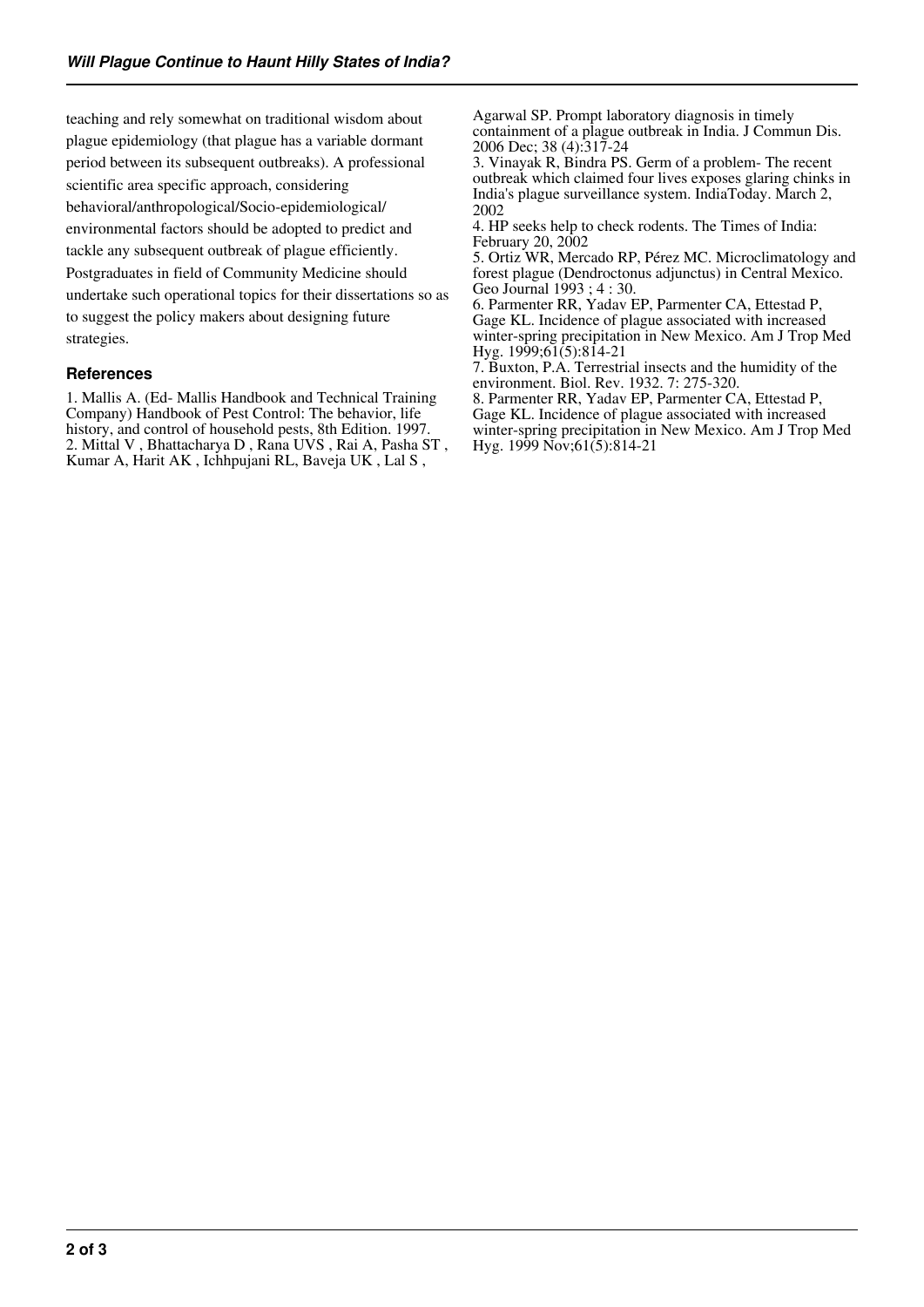teaching and rely somewhat on traditional wisdom about plague epidemiology (that plague has a variable dormant period between its subsequent outbreaks). A professional scientific area specific approach, considering behavioral/anthropological/Socio-epidemiological/ environmental factors should be adopted to predict and tackle any subsequent outbreak of plague efficiently. Postgraduates in field of Community Medicine should undertake such operational topics for their dissertations so as to suggest the policy makers about designing future strategies.

## References

1. Mallis A. (Ed- Mallis Handbook and Technical Training Company) Handbook of Pest Control: The behavior, life history, and control of household pests, 8th Edition. 1997.
2. Mittal V , Bhattacharya D , Rana UVS , Rai A, Pasha ST , Kumar A, Harit AK , Ichhpujani RL, Baveja UK , Lal S , Agarwal SP. Prompt laboratory diagnosis in timely containment of a plague outbreak in India. J Commun Dis. 2006 Dec; 38 (4):317-24
3. Vinayak R, Bindra PS. Germ of a problem- The recent outbreak which claimed four lives exposes glaring chinks in India's plague surveillance system. IndiaToday. March 2, 2002
4. HP seeks help to check rodents. The Times of India: February 20, 2002
5. Ortiz WR, Mercado RP, Pérez MC. Microclimatology and forest plague (Dendroctonus adjunctus) in Central Mexico. Geo Journal 1993 ; 4 : 30.
6. Parmenter RR, Yadav EP, Parmenter CA, Ettestad P, Gage KL. Incidence of plague associated with increased winter-spring precipitation in New Mexico. Am J Trop Med Hyg. 1999;61(5):814-21
7. Buxton, P.A. Terrestrial insects and the humidity of the environment. Biol. Rev. 1932. 7: 275-320.
8. Parmenter RR, Yadav EP, Parmenter CA, Ettestad P, Gage KL. Incidence of plague associated with increased winter-spring precipitation in New Mexico. Am J Trop Med Hyg. 1999 Nov;61(5):814-21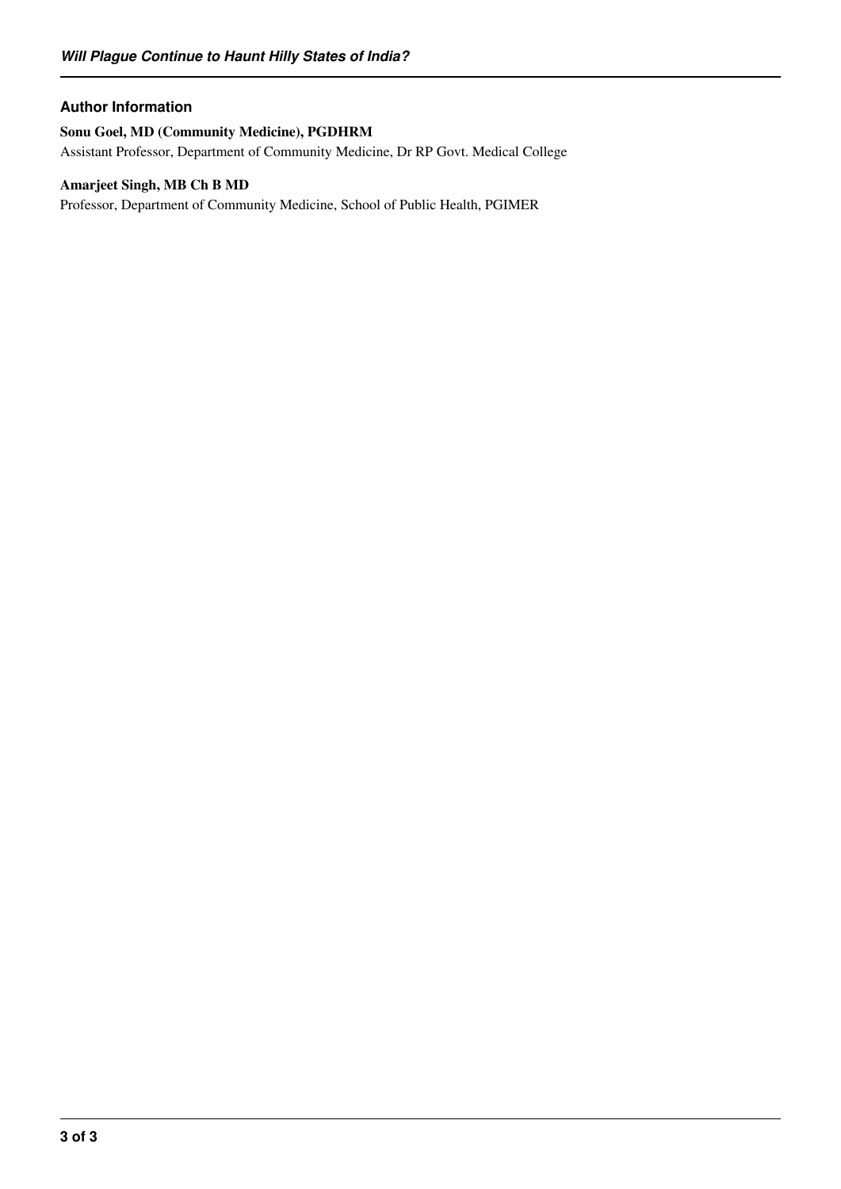### Author Information

**Sonu Goel, MD (Community Medicine), PGDHRM**
Assistant Professor, Department of Community Medicine, Dr RP Govt. Medical College

**Amarjeet Singh, MB Ch B MD**
Professor, Department of Community Medicine, School of Public Health, PGIMER